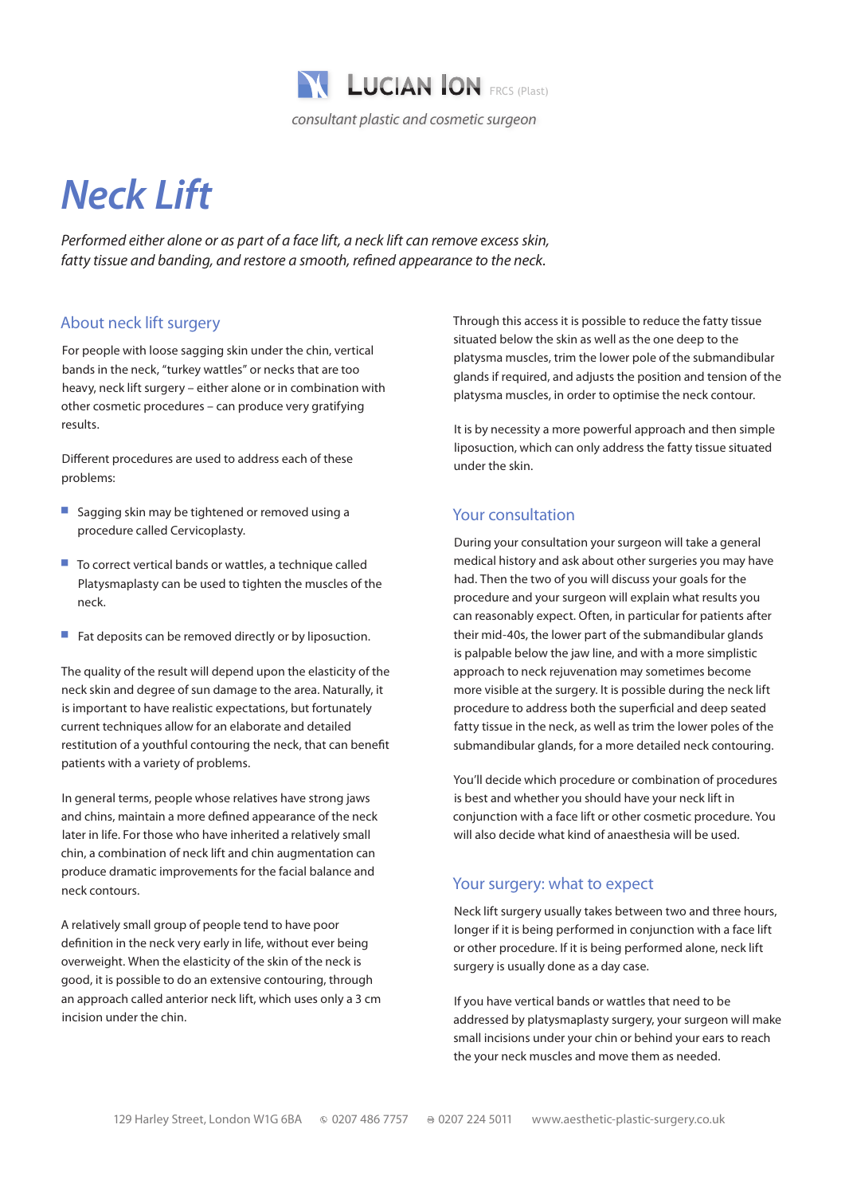LUCIAN ION FRCS (Plast)

*consultant plastic and cosmetic surgeon*

# Neck Lift

*Performed either alone or as part of a face lift, a neck lift can remove excess skin, fatty tissue and banding, and restore a smooth, refined appearance to the neck.*

## About neck lift surgery

For people with loose sagging skin under the chin, vertical bands in the neck, "turkey wattles" or necks that are too heavy, neck lift surgery – either alone or in combination with other cosmetic procedures – can produce very gratifying results.

Different procedures are used to address each of these problems:

- Sagging skin may be tightened or removed using a procedure called Cervicoplasty.
- To correct vertical bands or wattles, a technique called Platysmaplasty can be used to tighten the muscles of the neck.
- Fat deposits can be removed directly or by liposuction.

The quality of the result will depend upon the elasticity of the neck skin and degree of sun damage to the area. Naturally, it is important to have realistic expectations, but fortunately current techniques allow for an elaborate and detailed restitution of a youthful contouring the neck, that can benefit patients with a variety of problems.

In general terms, people whose relatives have strong jaws and chins, maintain a more defined appearance of the neck later in life. For those who have inherited a relatively small chin, a combination of neck lift and chin augmentation can produce dramatic improvements for the facial balance and neck contours.

A relatively small group of people tend to have poor definition in the neck very early in life, without ever being overweight. When the elasticity of the skin of the neck is good, it is possible to do an extensive contouring, through an approach called anterior neck lift, which uses only a 3 cm incision under the chin.

Through this access it is possible to reduce the fatty tissue situated below the skin as well as the one deep to the platysma muscles, trim the lower pole of the submandibular glands if required, and adjusts the position and tension of the platysma muscles, in order to optimise the neck contour.

It is by necessity a more powerful approach and then simple liposuction, which can only address the fatty tissue situated under the skin.

## Your consultation

During your consultation your surgeon will take a general medical history and ask about other surgeries you may have had. Then the two of you will discuss your goals for the procedure and your surgeon will explain what results you can reasonably expect. Often, in particular for patients after their mid-40s, the lower part of the submandibular glands is palpable below the jaw line, and with a more simplistic approach to neck rejuvenation may sometimes become more visible at the surgery. It is possible during the neck lift procedure to address both the superficial and deep seated fatty tissue in the neck, as well as trim the lower poles of the submandibular glands, for a more detailed neck contouring.

You'll decide which procedure or combination of procedures is best and whether you should have your neck lift in conjunction with a face lift or other cosmetic procedure. You will also decide what kind of anaesthesia will be used.

## Your surgery: what to expect

Neck lift surgery usually takes between two and three hours, longer if it is being performed in conjunction with a face lift or other procedure. If it is being performed alone, neck lift surgery is usually done as a day case.

If you have vertical bands or wattles that need to be addressed by platysmaplasty surgery, your surgeon will make small incisions under your chin or behind your ears to reach the your neck muscles and move them as needed.

129 Harley Street, London W1G 6BA ✆ 0207 486 7757 ℻ 0207 224 5011 www.aesthetic-plastic-surgery.co.uk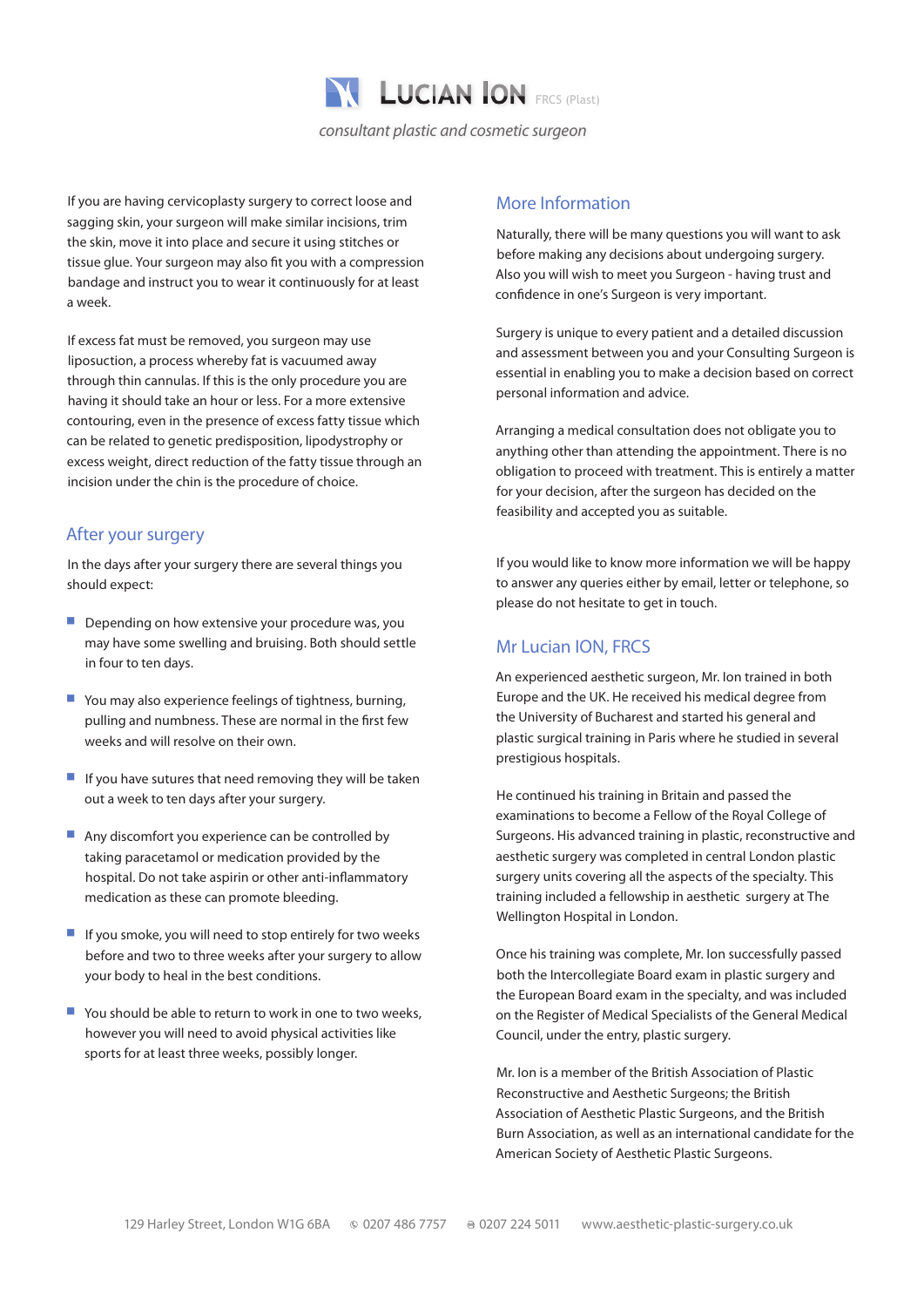# LUCIAN ION FRCS (Plast)

*consultant plastic and cosmetic surgeon*

If you are having cervicoplasty surgery to correct loose and sagging skin, your surgeon will make similar incisions, trim the skin, move it into place and secure it using stitches or tissue glue. Your surgeon may also fit you with a compression bandage and instruct you to wear it continuously for at least a week.

If excess fat must be removed, you surgeon may use liposuction, a process whereby fat is vacuumed away through thin cannulas. If this is the only procedure you are having it should take an hour or less. For a more extensive contouring, even in the presence of excess fatty tissue which can be related to genetic predisposition, lipodystrophy or excess weight, direct reduction of the fatty tissue through an incision under the chin is the procedure of choice.

## After your surgery

In the days after your surgery there are several things you should expect:

- Depending on how extensive your procedure was, you may have some swelling and bruising. Both should settle in four to ten days.
- You may also experience feelings of tightness, burning, pulling and numbness. These are normal in the first few weeks and will resolve on their own.
- If you have sutures that need removing they will be taken out a week to ten days after your surgery.
- Any discomfort you experience can be controlled by taking paracetamol or medication provided by the hospital. Do not take aspirin or other anti-inflammatory medication as these can promote bleeding.
- If you smoke, you will need to stop entirely for two weeks before and two to three weeks after your surgery to allow your body to heal in the best conditions.
- You should be able to return to work in one to two weeks, however you will need to avoid physical activities like sports for at least three weeks, possibly longer.

## More Information

Naturally, there will be many questions you will want to ask before making any decisions about undergoing surgery. Also you will wish to meet you Surgeon - having trust and confidence in one's Surgeon is very important.

Surgery is unique to every patient and a detailed discussion and assessment between you and your Consulting Surgeon is essential in enabling you to make a decision based on correct personal information and advice.

Arranging a medical consultation does not obligate you to anything other than attending the appointment. There is no obligation to proceed with treatment. This is entirely a matter for your decision, after the surgeon has decided on the feasibility and accepted you as suitable.

If you would like to know more information we will be happy to answer any queries either by email, letter or telephone, so please do not hesitate to get in touch.

## Mr Lucian ION, FRCS

An experienced aesthetic surgeon, Mr. Ion trained in both Europe and the UK. He received his medical degree from the University of Bucharest and started his general and plastic surgical training in Paris where he studied in several prestigious hospitals.

He continued his training in Britain and passed the examinations to become a Fellow of the Royal College of Surgeons. His advanced training in plastic, reconstructive and aesthetic surgery was completed in central London plastic surgery units covering all the aspects of the specialty. This training included a fellowship in aesthetic surgery at The Wellington Hospital in London.

Once his training was complete, Mr. Ion successfully passed both the Intercollegiate Board exam in plastic surgery and the European Board exam in the specialty, and was included on the Register of Medical Specialists of the General Medical Council, under the entry, plastic surgery.

Mr. Ion is a member of the British Association of Plastic Reconstructive and Aesthetic Surgeons; the British Association of Aesthetic Plastic Surgeons, and the British Burn Association, as well as an international candidate for the American Society of Aesthetic Plastic Surgeons.

129 Harley Street, London W1G 6BA    0207 486 7757    0207 224 5011    www.aesthetic-plastic-surgery.co.uk